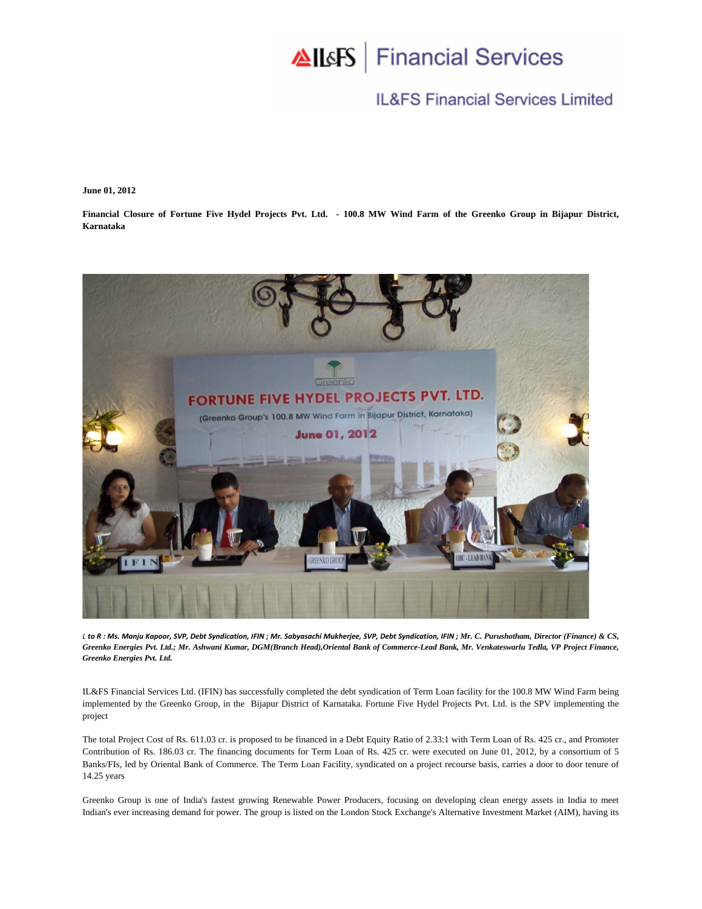IL&FS Financial Services

IL&FS Financial Services Limited

**June 01, 2012**

**Financial Closure of Fortune Five Hydel Projects Pvt. Ltd. - 100.8 MW Wind Farm of the Greenko Group in Bijapur District, Karnataka**

***L to R : Ms. Manju Kapoor, SVP, Debt Syndication, IFIN ; Mr. Sabyasachi Mukherjee, SVP, Debt Syndication, IFIN ; Mr. C. Purushotham, Director (Finance) & CS, Greenko Energies Pvt. Ltd.; Mr. Ashwani Kumar, DGM(Branch Head),Oriental Bank of Commerce-Lead Bank, Mr. Venkateswarlu Tedla, VP Project Finance, Greenko Energies Pvt. Ltd.***

IL&FS Financial Services Ltd. (IFIN) has successfully completed the debt syndication of Term Loan facility for the 100.8 MW Wind Farm being implemented by the Greenko Group, in the Bijapur District of Karnataka. Fortune Five Hydel Projects Pvt. Ltd. is the SPV implementing the project

The total Project Cost of Rs. 611.03 cr. is proposed to be financed in a Debt Equity Ratio of 2.33:1 with Term Loan of Rs. 425 cr., and Promoter Contribution of Rs. 186.03 cr. The financing documents for Term Loan of Rs. 425 cr. were executed on June 01, 2012, by a consortium of 5 Banks/FIs, led by Oriental Bank of Commerce. The Term Loan Facility, syndicated on a project recourse basis, carries a door to door tenure of 14.25 years

Greenko Group is one of India's fastest growing Renewable Power Producers, focusing on developing clean energy assets in India to meet Indian's ever increasing demand for power. The group is listed on the London Stock Exchange's Alternative Investment Market (AIM), having its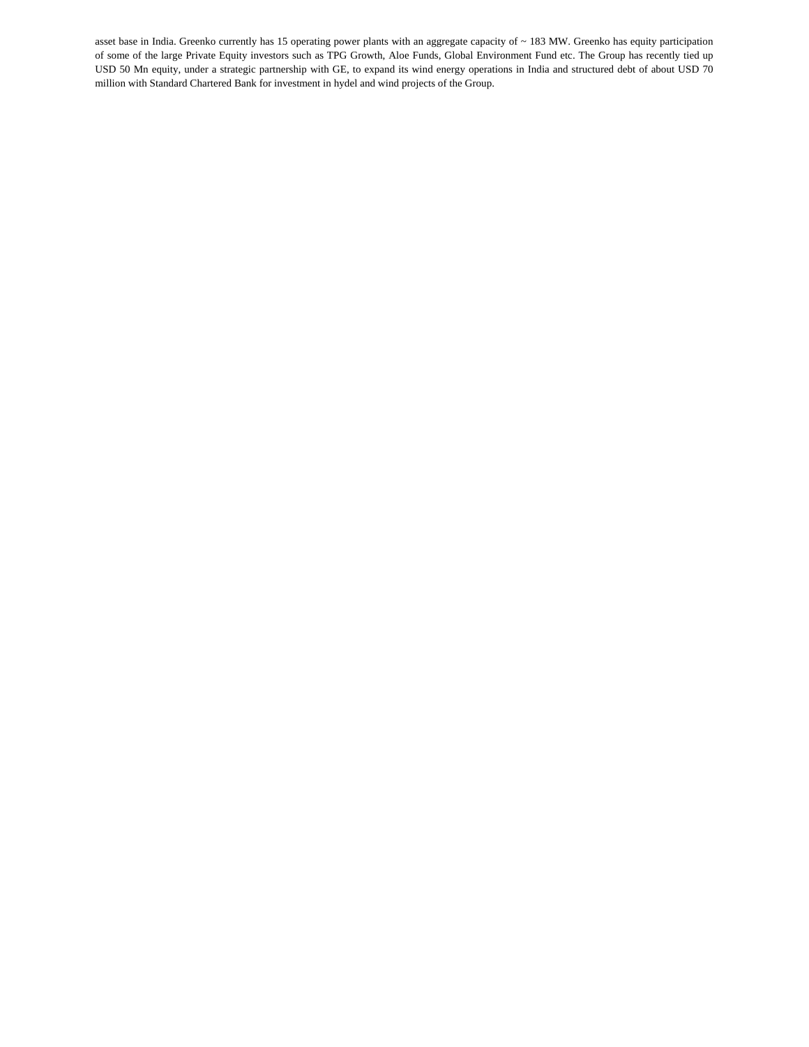asset base in India. Greenko currently has 15 operating power plants with an aggregate capacity of ~ 183 MW. Greenko has equity participation of some of the large Private Equity investors such as TPG Growth, Aloe Funds, Global Environment Fund etc. The Group has recently tied up USD 50 Mn equity, under a strategic partnership with GE, to expand its wind energy operations in India and structured debt of about USD 70 million with Standard Chartered Bank for investment in hydel and wind projects of the Group.